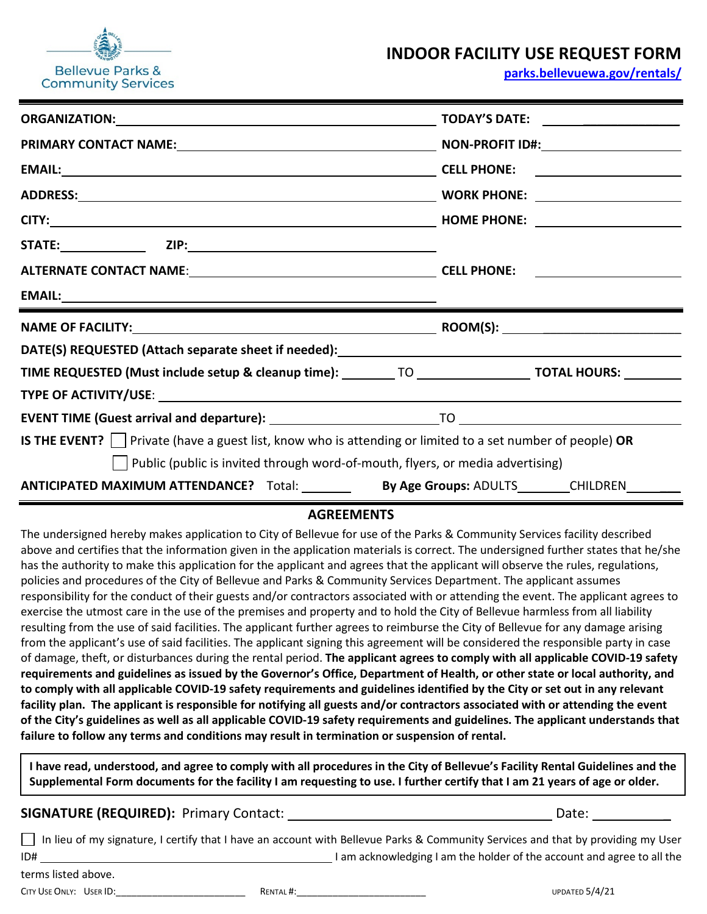Bellevue Parks & Community Services

# INDOOR FACILITY USE REQUEST FORM

parks.bellevuewa.gov/rentals/

**ORGANIZATION:** ____________________ **TODAY'S DATE:** ____________

**PRIMARY CONTACT NAME:** ____________________ **NON-PROFIT ID#:** ____________

**EMAIL:** ____________________ **CELL PHONE:** ____________

**ADDRESS:** ____________________ **WORK PHONE:** ____________

**CITY:** ____________________ **HOME PHONE:** ____________

**STATE:** ________ **ZIP:** ____________

**ALTERNATE CONTACT NAME**: ____________________ **CELL PHONE:** ____________

**EMAIL:** ____________________

---

**NAME OF FACILITY:** ____________________ **ROOM(S):** ____________

**DATE(S) REQUESTED (Attach separate sheet if needed):** ____________________

**TIME REQUESTED (Must include setup & cleanup time):** ________ TO ________ **TOTAL HOURS:** ________

**TYPE OF ACTIVITY/USE**: ____________________

**EVENT TIME (Guest arrival and departure):** ________ TO ________

**IS THE EVENT?** ☐ Private (have a guest list, know who is attending or limited to a set number of people) **OR**

☐ Public (public is invited through word-of-mouth, flyers, or media advertising)

**ANTICIPATED MAXIMUM ATTENDANCE?** Total: ________ **By Age Groups:** ADULTS________ CHILDREN________

---

## AGREEMENTS

The undersigned hereby makes application to City of Bellevue for use of the Parks & Community Services facility described above and certifies that the information given in the application materials is correct. The undersigned further states that he/she has the authority to make this application for the applicant and agrees that the applicant will observe the rules, regulations, policies and procedures of the City of Bellevue and Parks & Community Services Department. The applicant assumes responsibility for the conduct of their guests and/or contractors associated with or attending the event. The applicant agrees to exercise the utmost care in the use of the premises and property and to hold the City of Bellevue harmless from all liability resulting from the use of said facilities. The applicant further agrees to reimburse the City of Bellevue for any damage arising from the applicant's use of said facilities. The applicant signing this agreement will be considered the responsible party in case of damage, theft, or disturbances during the rental period. **The applicant agrees to comply with all applicable COVID-19 safety requirements and guidelines as issued by the Governor's Office, Department of Health, or other state or local authority, and to comply with all applicable COVID-19 safety requirements and guidelines identified by the City or set out in any relevant facility plan. The applicant is responsible for notifying all guests and/or contractors associated with or attending the event of the City's guidelines as well as all applicable COVID-19 safety requirements and guidelines. The applicant understands that failure to follow any terms and conditions may result in termination or suspension of rental.**

**I have read, understood, and agree to comply with all procedures in the City of Bellevue's Facility Rental Guidelines and the Supplemental Form documents for the facility I am requesting to use. I further certify that I am 21 years of age or older.**

**SIGNATURE (REQUIRED):** Primary Contact: ____________________ Date: ____________

☐ In lieu of my signature, I certify that I have an account with Bellevue Parks & Community Services and that by providing my User ID# ____________________ I am acknowledging I am the holder of the account and agree to all the terms listed above.

CITY USE ONLY: USER ID:____________ RENTAL #:____________ UPDATED 5/4/21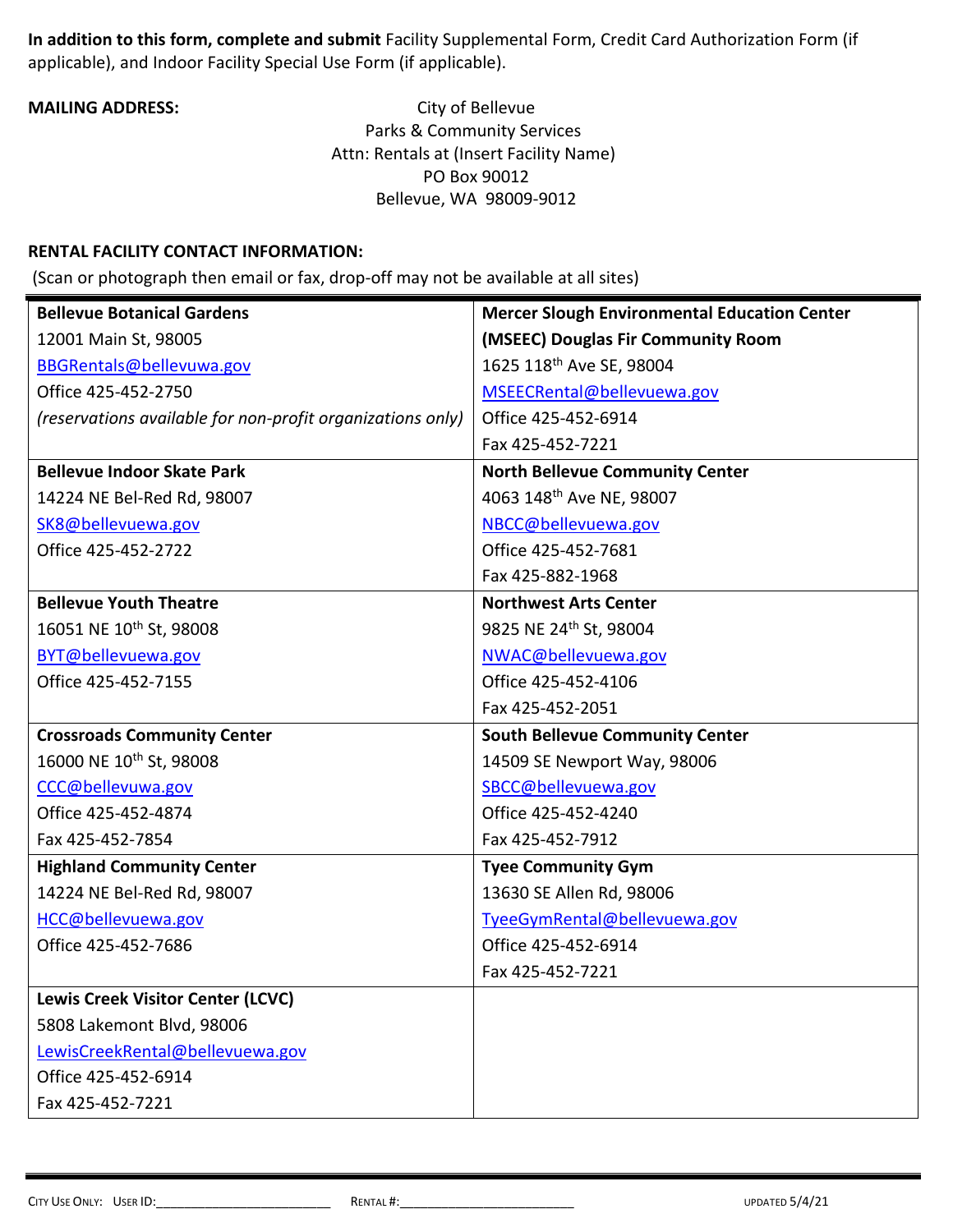**In addition to this form, complete and submit** Facility Supplemental Form, Credit Card Authorization Form (if applicable), and Indoor Facility Special Use Form (if applicable).

**MAILING ADDRESS:**

City of Bellevue
Parks & Community Services
Attn: Rentals at (Insert Facility Name)
PO Box 90012
Bellevue, WA 98009-9012

**RENTAL FACILITY CONTACT INFORMATION:**

(Scan or photograph then email or fax, drop-off may not be available at all sites)

| | |
|---|---|
| **Bellevue Botanical Gardens**<br>12001 Main St, 98005<br>BBGRentals@bellevuwa.gov<br>Office 425-452-2750<br>*(reservations available for non-profit organizations only)* | **Mercer Slough Environmental Education Center (MSEEC) Douglas Fir Community Room**<br>1625 118th Ave SE, 98004<br>MSEECRental@bellevuewa.gov<br>Office 425-452-6914<br>Fax 425-452-7221 |
| **Bellevue Indoor Skate Park**<br>14224 NE Bel-Red Rd, 98007<br>SK8@bellevuewa.gov<br>Office 425-452-2722 | **North Bellevue Community Center**<br>4063 148th Ave NE, 98007<br>NBCC@bellevuewa.gov<br>Office 425-452-7681<br>Fax 425-882-1968 |
| **Bellevue Youth Theatre**<br>16051 NE 10th St, 98008<br>BYT@bellevuewa.gov<br>Office 425-452-7155 | **Northwest Arts Center**<br>9825 NE 24th St, 98004<br>NWAC@bellevuewa.gov<br>Office 425-452-4106<br>Fax 425-452-2051 |
| **Crossroads Community Center**<br>16000 NE 10th St, 98008<br>CCC@bellevuwa.gov<br>Office 425-452-4874<br>Fax 425-452-7854 | **South Bellevue Community Center**<br>14509 SE Newport Way, 98006<br>SBCC@bellevuewa.gov<br>Office 425-452-4240<br>Fax 425-452-7912 |
| **Highland Community Center**<br>14224 NE Bel-Red Rd, 98007<br>HCC@bellevuewa.gov<br>Office 425-452-7686 | **Tyee Community Gym**<br>13630 SE Allen Rd, 98006<br>TyeeGymRental@bellevuewa.gov<br>Office 425-452-6914<br>Fax 425-452-7221 |
| **Lewis Creek Visitor Center (LCVC)**<br>5808 Lakemont Blvd, 98006<br>LewisCreekRental@bellevuewa.gov<br>Office 425-452-6914<br>Fax 425-452-7221 | |

CITY USE ONLY: USER ID:________________________ RENTAL #:________________________ UPDATED 5/4/21